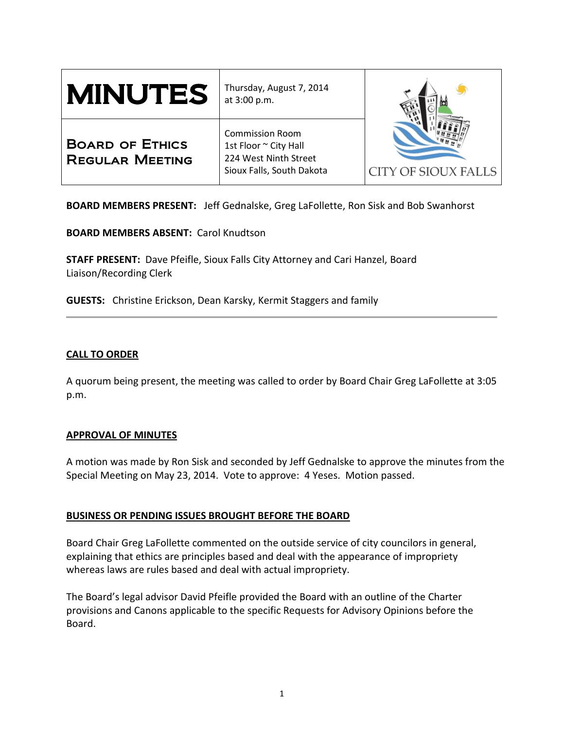| **MINUTES** | Thursday, August 7, 2014 at 3:00 p.m. | CITY OF SIOUX FALLS |
|---|---|---|
| **BOARD OF ETHICS REGULAR MEETING** | Commission Room<br>1st Floor ~ City Hall<br>224 West Ninth Street<br>Sioux Falls, South Dakota | |

**BOARD MEMBERS PRESENT:** Jeff Gednalske, Greg LaFollette, Ron Sisk and Bob Swanhorst

**BOARD MEMBERS ABSENT:** Carol Knudtson

**STAFF PRESENT:** Dave Pfeifle, Sioux Falls City Attorney and Cari Hanzel, Board Liaison/Recording Clerk

**GUESTS:** Christine Erickson, Dean Karsky, Kermit Staggers and family

---

## CALL TO ORDER

A quorum being present, the meeting was called to order by Board Chair Greg LaFollette at 3:05 p.m.

## APPROVAL OF MINUTES

A motion was made by Ron Sisk and seconded by Jeff Gednalske to approve the minutes from the Special Meeting on May 23, 2014. Vote to approve: 4 Yeses. Motion passed.

## BUSINESS OR PENDING ISSUES BROUGHT BEFORE THE BOARD

Board Chair Greg LaFollette commented on the outside service of city councilors in general, explaining that ethics are principles based and deal with the appearance of impropriety whereas laws are rules based and deal with actual impropriety.

The Board's legal advisor David Pfeifle provided the Board with an outline of the Charter provisions and Canons applicable to the specific Requests for Advisory Opinions before the Board.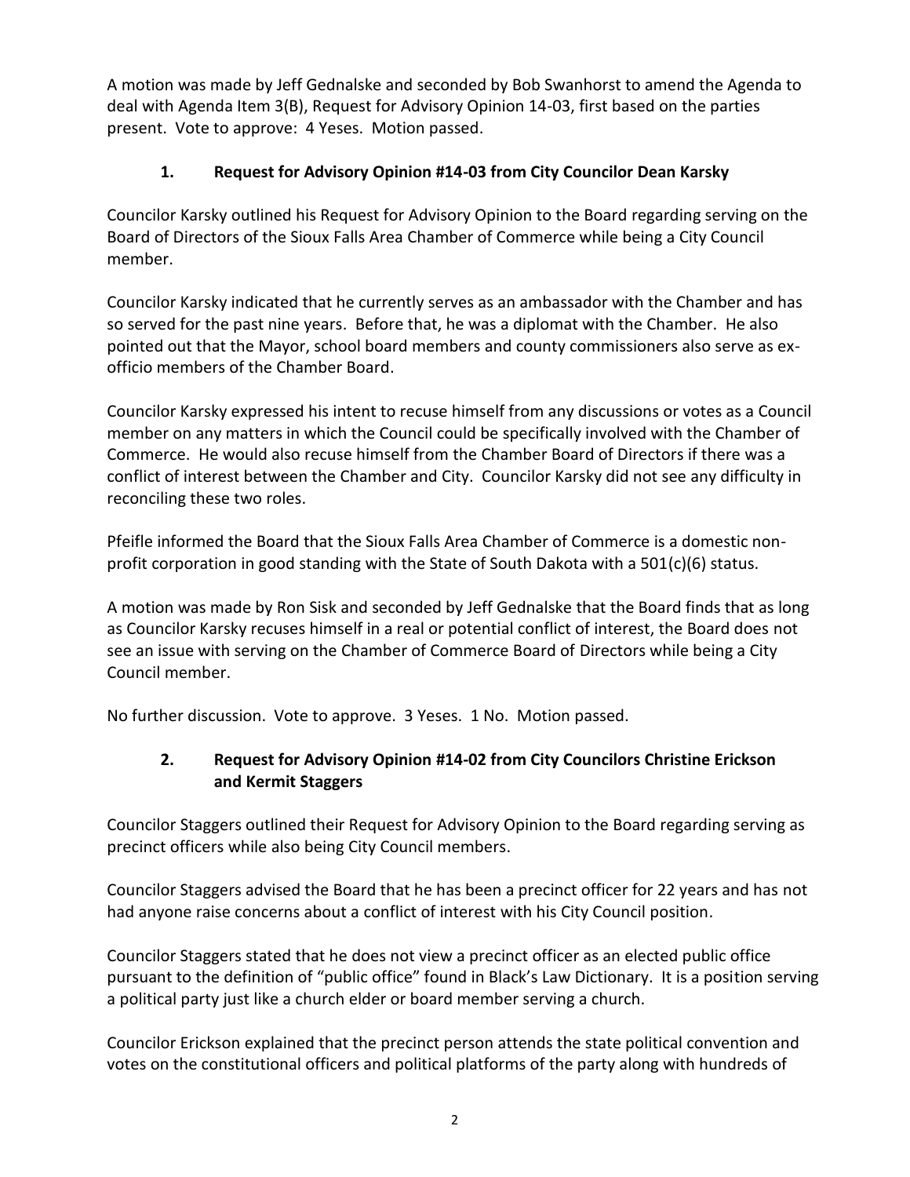A motion was made by Jeff Gednalske and seconded by Bob Swanhorst to amend the Agenda to deal with Agenda Item 3(B), Request for Advisory Opinion 14-03, first based on the parties present. Vote to approve: 4 Yeses. Motion passed.

### 1. Request for Advisory Opinion #14-03 from City Councilor Dean Karsky

Councilor Karsky outlined his Request for Advisory Opinion to the Board regarding serving on the Board of Directors of the Sioux Falls Area Chamber of Commerce while being a City Council member.

Councilor Karsky indicated that he currently serves as an ambassador with the Chamber and has so served for the past nine years. Before that, he was a diplomat with the Chamber. He also pointed out that the Mayor, school board members and county commissioners also serve as ex-officio members of the Chamber Board.

Councilor Karsky expressed his intent to recuse himself from any discussions or votes as a Council member on any matters in which the Council could be specifically involved with the Chamber of Commerce. He would also recuse himself from the Chamber Board of Directors if there was a conflict of interest between the Chamber and City. Councilor Karsky did not see any difficulty in reconciling these two roles.

Pfeifle informed the Board that the Sioux Falls Area Chamber of Commerce is a domestic non-profit corporation in good standing with the State of South Dakota with a 501(c)(6) status.

A motion was made by Ron Sisk and seconded by Jeff Gednalske that the Board finds that as long as Councilor Karsky recuses himself in a real or potential conflict of interest, the Board does not see an issue with serving on the Chamber of Commerce Board of Directors while being a City Council member.

No further discussion. Vote to approve. 3 Yeses. 1 No. Motion passed.

### 2. Request for Advisory Opinion #14-02 from City Councilors Christine Erickson and Kermit Staggers

Councilor Staggers outlined their Request for Advisory Opinion to the Board regarding serving as precinct officers while also being City Council members.

Councilor Staggers advised the Board that he has been a precinct officer for 22 years and has not had anyone raise concerns about a conflict of interest with his City Council position.

Councilor Staggers stated that he does not view a precinct officer as an elected public office pursuant to the definition of "public office" found in Black's Law Dictionary. It is a position serving a political party just like a church elder or board member serving a church.

Councilor Erickson explained that the precinct person attends the state political convention and votes on the constitutional officers and political platforms of the party along with hundreds of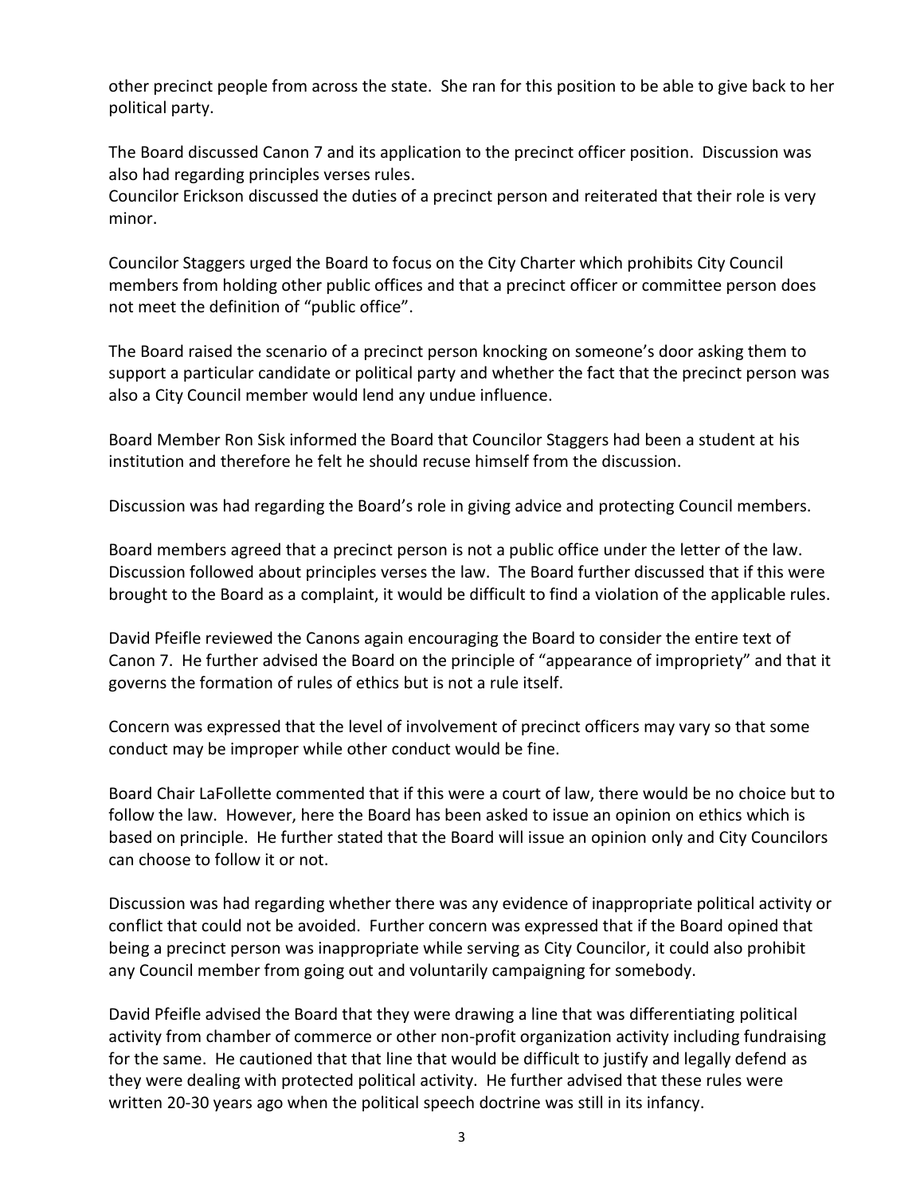other precinct people from across the state. She ran for this position to be able to give back to her political party.

The Board discussed Canon 7 and its application to the precinct officer position. Discussion was also had regarding principles verses rules.
Councilor Erickson discussed the duties of a precinct person and reiterated that their role is very minor.

Councilor Staggers urged the Board to focus on the City Charter which prohibits City Council members from holding other public offices and that a precinct officer or committee person does not meet the definition of "public office".

The Board raised the scenario of a precinct person knocking on someone's door asking them to support a particular candidate or political party and whether the fact that the precinct person was also a City Council member would lend any undue influence.

Board Member Ron Sisk informed the Board that Councilor Staggers had been a student at his institution and therefore he felt he should recuse himself from the discussion.

Discussion was had regarding the Board's role in giving advice and protecting Council members.

Board members agreed that a precinct person is not a public office under the letter of the law. Discussion followed about principles verses the law. The Board further discussed that if this were brought to the Board as a complaint, it would be difficult to find a violation of the applicable rules.

David Pfeifle reviewed the Canons again encouraging the Board to consider the entire text of Canon 7. He further advised the Board on the principle of "appearance of impropriety" and that it governs the formation of rules of ethics but is not a rule itself.

Concern was expressed that the level of involvement of precinct officers may vary so that some conduct may be improper while other conduct would be fine.

Board Chair LaFollette commented that if this were a court of law, there would be no choice but to follow the law. However, here the Board has been asked to issue an opinion on ethics which is based on principle. He further stated that the Board will issue an opinion only and City Councilors can choose to follow it or not.

Discussion was had regarding whether there was any evidence of inappropriate political activity or conflict that could not be avoided. Further concern was expressed that if the Board opined that being a precinct person was inappropriate while serving as City Councilor, it could also prohibit any Council member from going out and voluntarily campaigning for somebody.

David Pfeifle advised the Board that they were drawing a line that was differentiating political activity from chamber of commerce or other non-profit organization activity including fundraising for the same. He cautioned that that line that would be difficult to justify and legally defend as they were dealing with protected political activity. He further advised that these rules were written 20-30 years ago when the political speech doctrine was still in its infancy.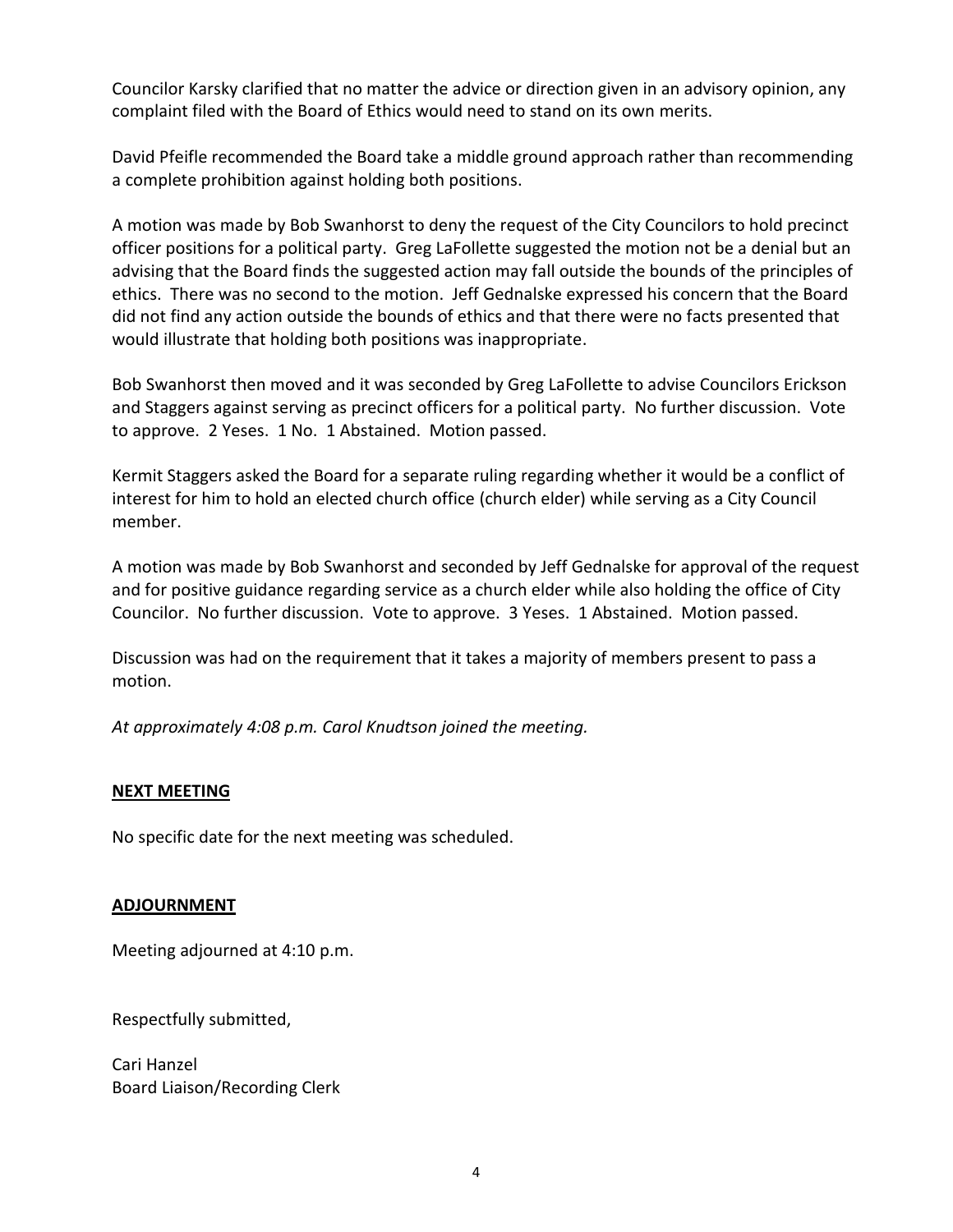Councilor Karsky clarified that no matter the advice or direction given in an advisory opinion, any complaint filed with the Board of Ethics would need to stand on its own merits.

David Pfeifle recommended the Board take a middle ground approach rather than recommending a complete prohibition against holding both positions.

A motion was made by Bob Swanhorst to deny the request of the City Councilors to hold precinct officer positions for a political party. Greg LaFollette suggested the motion not be a denial but an advising that the Board finds the suggested action may fall outside the bounds of the principles of ethics. There was no second to the motion. Jeff Gednalske expressed his concern that the Board did not find any action outside the bounds of ethics and that there were no facts presented that would illustrate that holding both positions was inappropriate.

Bob Swanhorst then moved and it was seconded by Greg LaFollette to advise Councilors Erickson and Staggers against serving as precinct officers for a political party. No further discussion. Vote to approve. 2 Yeses. 1 No. 1 Abstained. Motion passed.

Kermit Staggers asked the Board for a separate ruling regarding whether it would be a conflict of interest for him to hold an elected church office (church elder) while serving as a City Council member.

A motion was made by Bob Swanhorst and seconded by Jeff Gednalske for approval of the request and for positive guidance regarding service as a church elder while also holding the office of City Councilor. No further discussion. Vote to approve. 3 Yeses. 1 Abstained. Motion passed.

Discussion was had on the requirement that it takes a majority of members present to pass a motion.

*At approximately 4:08 p.m. Carol Knudtson joined the meeting.*

## NEXT MEETING

No specific date for the next meeting was scheduled.

## ADJOURNMENT

Meeting adjourned at 4:10 p.m.

Respectfully submitted,

Cari Hanzel
Board Liaison/Recording Clerk